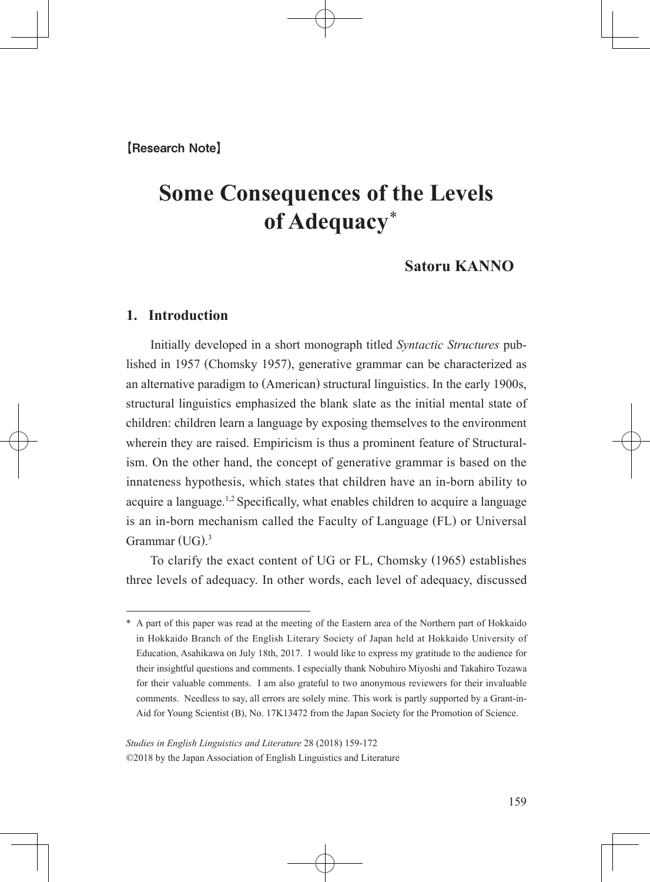【Research Note】

# Some Consequences of the Levels of Adequacy*

**Satoru KANNO**

## 1. Introduction

Initially developed in a short monograph titled *Syntactic Structures* published in 1957 (Chomsky 1957), generative grammar can be characterized as an alternative paradigm to (American) structural linguistics. In the early 1900s, structural linguistics emphasized the blank slate as the initial mental state of children: children learn a language by exposing themselves to the environment wherein they are raised. Empiricism is thus a prominent feature of Structuralism. On the other hand, the concept of generative grammar is based on the innateness hypothesis, which states that children have an in-born ability to acquire a language.[1,2] Specifically, what enables children to acquire a language is an in-born mechanism called the Faculty of Language (FL) or Universal Grammar (UG).[3]

To clarify the exact content of UG or FL, Chomsky (1965) establishes three levels of adequacy. In other words, each level of adequacy, discussed

---

\* A part of this paper was read at the meeting of the Eastern area of the Northern part of Hokkaido in Hokkaido Branch of the English Literary Society of Japan held at Hokkaido University of Education, Asahikawa on July 18th, 2017. I would like to express my gratitude to the audience for their insightful questions and comments. I especially thank Nobuhiro Miyoshi and Takahiro Tozawa for their valuable comments. I am also grateful to two anonymous reviewers for their invaluable comments. Needless to say, all errors are solely mine. This work is partly supported by a Grant-in-Aid for Young Scientist (B), No. 17K13472 from the Japan Society for the Promotion of Science.

*Studies in English Linguistics and Literature* 28 (2018) 159-172
©2018 by the Japan Association of English Linguistics and Literature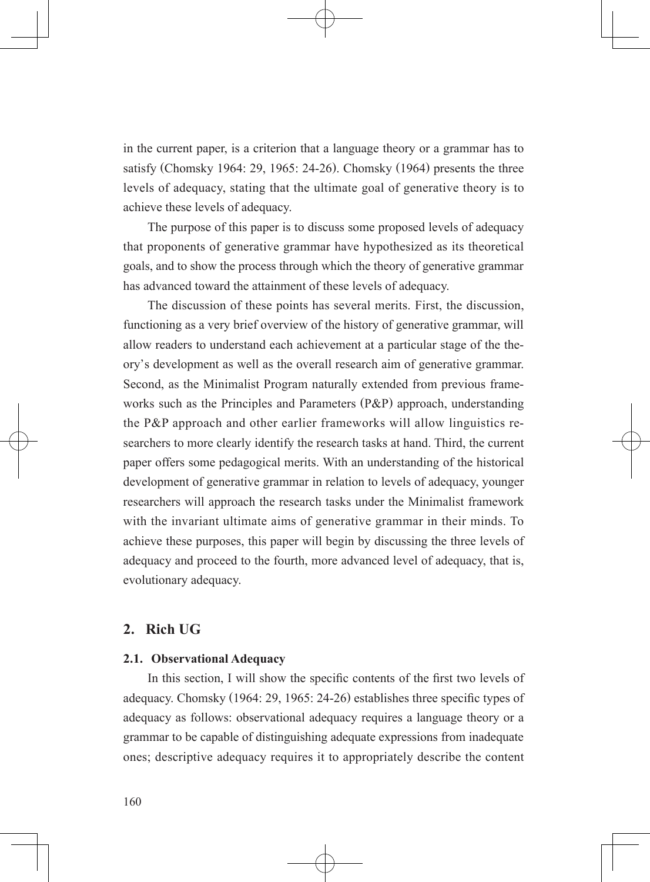in the current paper, is a criterion that a language theory or a grammar has to satisfy (Chomsky 1964: 29, 1965: 24-26). Chomsky (1964) presents the three levels of adequacy, stating that the ultimate goal of generative theory is to achieve these levels of adequacy.

The purpose of this paper is to discuss some proposed levels of adequacy that proponents of generative grammar have hypothesized as its theoretical goals, and to show the process through which the theory of generative grammar has advanced toward the attainment of these levels of adequacy.

The discussion of these points has several merits. First, the discussion, functioning as a very brief overview of the history of generative grammar, will allow readers to understand each achievement at a particular stage of the theory's development as well as the overall research aim of generative grammar. Second, as the Minimalist Program naturally extended from previous frameworks such as the Principles and Parameters (P&P) approach, understanding the P&P approach and other earlier frameworks will allow linguistics researchers to more clearly identify the research tasks at hand. Third, the current paper offers some pedagogical merits. With an understanding of the historical development of generative grammar in relation to levels of adequacy, younger researchers will approach the research tasks under the Minimalist framework with the invariant ultimate aims of generative grammar in their minds. To achieve these purposes, this paper will begin by discussing the three levels of adequacy and proceed to the fourth, more advanced level of adequacy, that is, evolutionary adequacy.

## 2. Rich UG

### 2.1. Observational Adequacy

In this section, I will show the specific contents of the first two levels of adequacy. Chomsky (1964: 29, 1965: 24-26) establishes three specific types of adequacy as follows: observational adequacy requires a language theory or a grammar to be capable of distinguishing adequate expressions from inadequate ones; descriptive adequacy requires it to appropriately describe the content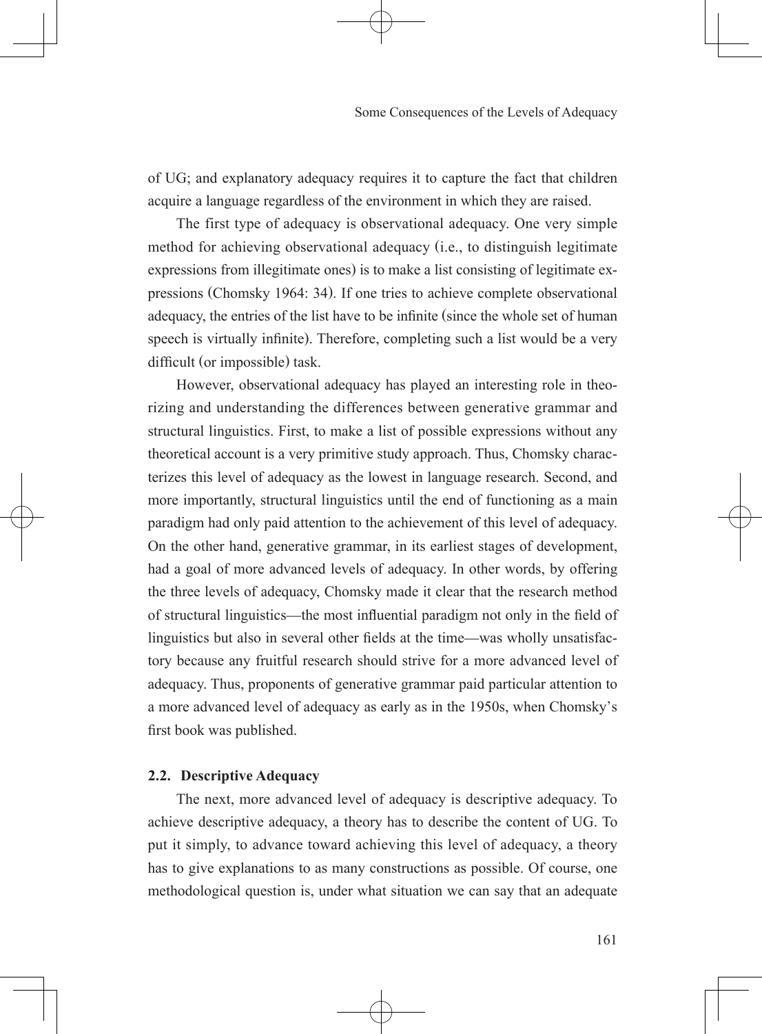of UG; and explanatory adequacy requires it to capture the fact that children acquire a language regardless of the environment in which they are raised.

The first type of adequacy is observational adequacy. One very simple method for achieving observational adequacy (i.e., to distinguish legitimate expressions from illegitimate ones) is to make a list consisting of legitimate expressions (Chomsky 1964: 34). If one tries to achieve complete observational adequacy, the entries of the list have to be infinite (since the whole set of human speech is virtually infinite). Therefore, completing such a list would be a very difficult (or impossible) task.

However, observational adequacy has played an interesting role in theorizing and understanding the differences between generative grammar and structural linguistics. First, to make a list of possible expressions without any theoretical account is a very primitive study approach. Thus, Chomsky characterizes this level of adequacy as the lowest in language research. Second, and more importantly, structural linguistics until the end of functioning as a main paradigm had only paid attention to the achievement of this level of adequacy. On the other hand, generative grammar, in its earliest stages of development, had a goal of more advanced levels of adequacy. In other words, by offering the three levels of adequacy, Chomsky made it clear that the research method of structural linguistics—the most influential paradigm not only in the field of linguistics but also in several other fields at the time—was wholly unsatisfactory because any fruitful research should strive for a more advanced level of adequacy. Thus, proponents of generative grammar paid particular attention to a more advanced level of adequacy as early as in the 1950s, when Chomsky's first book was published.

### 2.2. Descriptive Adequacy

The next, more advanced level of adequacy is descriptive adequacy. To achieve descriptive adequacy, a theory has to describe the content of UG. To put it simply, to advance toward achieving this level of adequacy, a theory has to give explanations to as many constructions as possible. Of course, one methodological question is, under what situation we can say that an adequate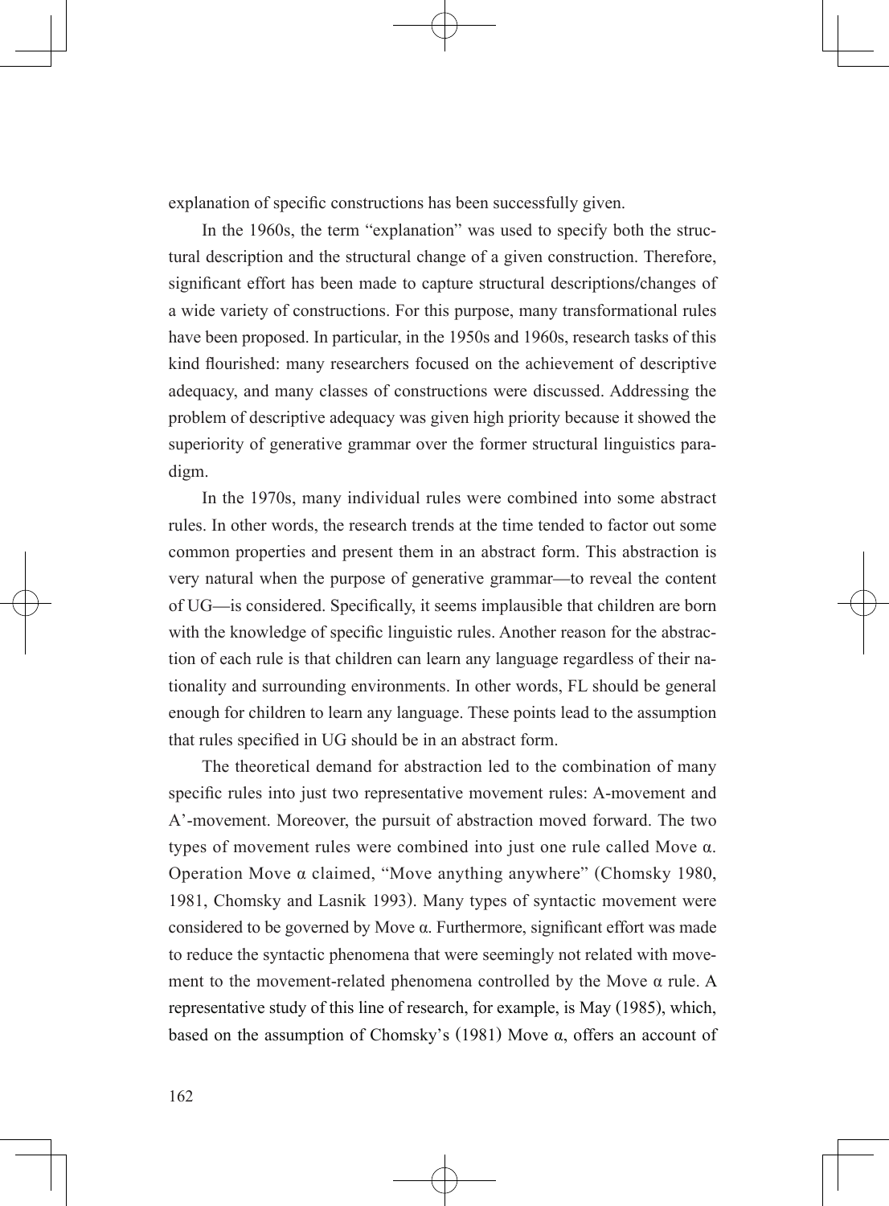explanation of specific constructions has been successfully given.

In the 1960s, the term "explanation" was used to specify both the structural description and the structural change of a given construction. Therefore, significant effort has been made to capture structural descriptions/changes of a wide variety of constructions. For this purpose, many transformational rules have been proposed. In particular, in the 1950s and 1960s, research tasks of this kind flourished: many researchers focused on the achievement of descriptive adequacy, and many classes of constructions were discussed. Addressing the problem of descriptive adequacy was given high priority because it showed the superiority of generative grammar over the former structural linguistics paradigm.

In the 1970s, many individual rules were combined into some abstract rules. In other words, the research trends at the time tended to factor out some common properties and present them in an abstract form. This abstraction is very natural when the purpose of generative grammar—to reveal the content of UG—is considered. Specifically, it seems implausible that children are born with the knowledge of specific linguistic rules. Another reason for the abstraction of each rule is that children can learn any language regardless of their nationality and surrounding environments. In other words, FL should be general enough for children to learn any language. These points lead to the assumption that rules specified in UG should be in an abstract form.

The theoretical demand for abstraction led to the combination of many specific rules into just two representative movement rules: A-movement and A'-movement. Moreover, the pursuit of abstraction moved forward. The two types of movement rules were combined into just one rule called Move α. Operation Move α claimed, "Move anything anywhere" (Chomsky 1980, 1981, Chomsky and Lasnik 1993). Many types of syntactic movement were considered to be governed by Move α. Furthermore, significant effort was made to reduce the syntactic phenomena that were seemingly not related with movement to the movement-related phenomena controlled by the Move α rule. A representative study of this line of research, for example, is May (1985), which, based on the assumption of Chomsky's (1981) Move α, offers an account of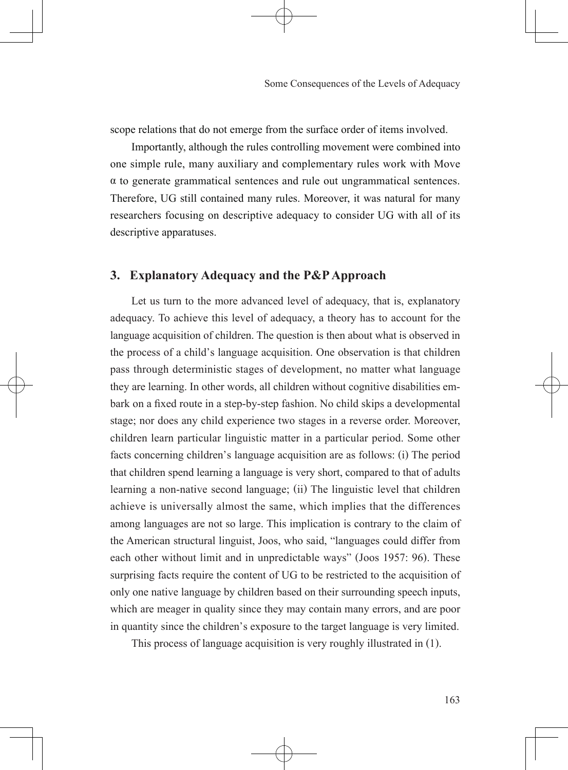scope relations that do not emerge from the surface order of items involved.

Importantly, although the rules controlling movement were combined into one simple rule, many auxiliary and complementary rules work with Move α to generate grammatical sentences and rule out ungrammatical sentences. Therefore, UG still contained many rules. Moreover, it was natural for many researchers focusing on descriptive adequacy to consider UG with all of its descriptive apparatuses.

## 3. Explanatory Adequacy and the P&P Approach

Let us turn to the more advanced level of adequacy, that is, explanatory adequacy. To achieve this level of adequacy, a theory has to account for the language acquisition of children. The question is then about what is observed in the process of a child's language acquisition. One observation is that children pass through deterministic stages of development, no matter what language they are learning. In other words, all children without cognitive disabilities embark on a fixed route in a step-by-step fashion. No child skips a developmental stage; nor does any child experience two stages in a reverse order. Moreover, children learn particular linguistic matter in a particular period. Some other facts concerning children's language acquisition are as follows: (i) The period that children spend learning a language is very short, compared to that of adults learning a non-native second language; (ii) The linguistic level that children achieve is universally almost the same, which implies that the differences among languages are not so large. This implication is contrary to the claim of the American structural linguist, Joos, who said, "languages could differ from each other without limit and in unpredictable ways" (Joos 1957: 96). These surprising facts require the content of UG to be restricted to the acquisition of only one native language by children based on their surrounding speech inputs, which are meager in quality since they may contain many errors, and are poor in quantity since the children's exposure to the target language is very limited.

This process of language acquisition is very roughly illustrated in (1).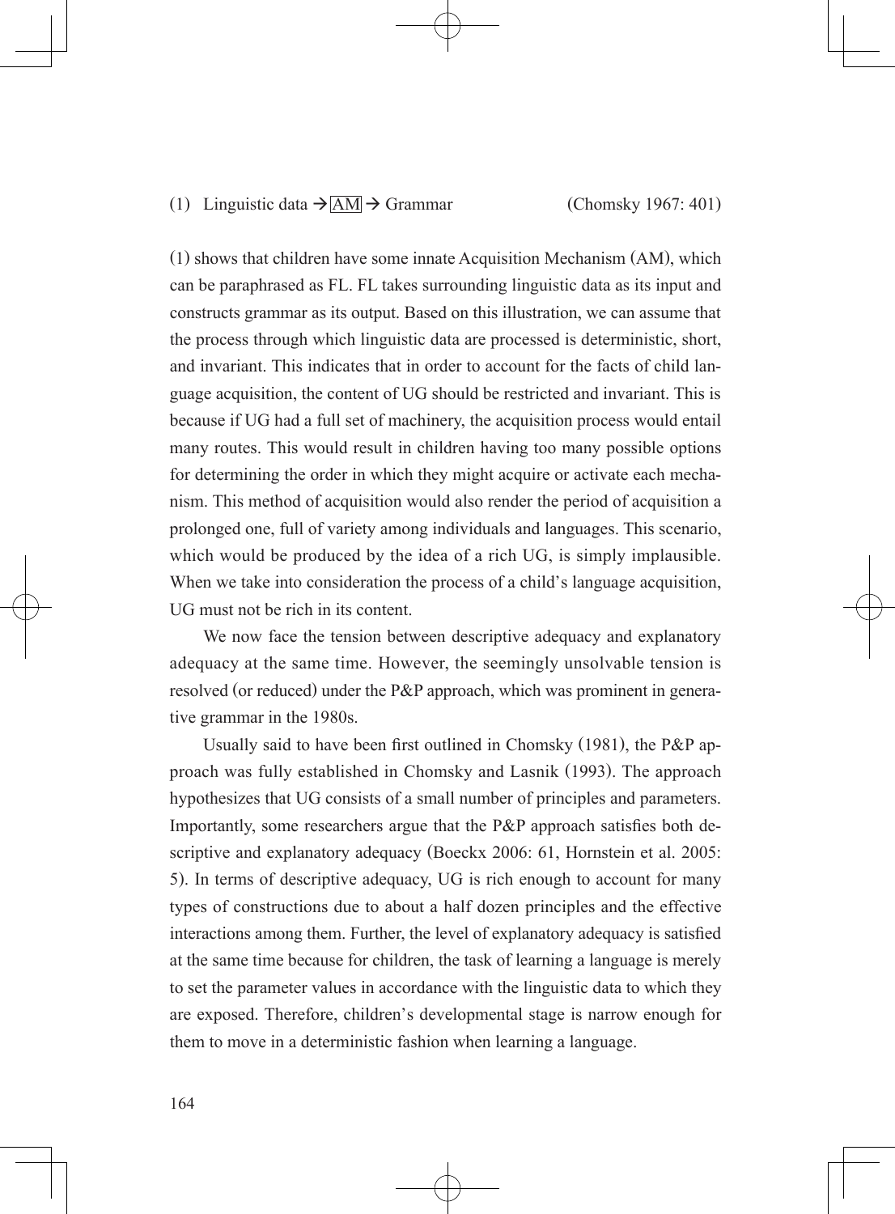(1) Linguistic data → AM → Grammar (Chomsky 1967: 401)

(1) shows that children have some innate Acquisition Mechanism (AM), which can be paraphrased as FL. FL takes surrounding linguistic data as its input and constructs grammar as its output. Based on this illustration, we can assume that the process through which linguistic data are processed is deterministic, short, and invariant. This indicates that in order to account for the facts of child language acquisition, the content of UG should be restricted and invariant. This is because if UG had a full set of machinery, the acquisition process would entail many routes. This would result in children having too many possible options for determining the order in which they might acquire or activate each mechanism. This method of acquisition would also render the period of acquisition a prolonged one, full of variety among individuals and languages. This scenario, which would be produced by the idea of a rich UG, is simply implausible. When we take into consideration the process of a child's language acquisition, UG must not be rich in its content.

We now face the tension between descriptive adequacy and explanatory adequacy at the same time. However, the seemingly unsolvable tension is resolved (or reduced) under the P&P approach, which was prominent in generative grammar in the 1980s.

Usually said to have been first outlined in Chomsky (1981), the P&P approach was fully established in Chomsky and Lasnik (1993). The approach hypothesizes that UG consists of a small number of principles and parameters. Importantly, some researchers argue that the P&P approach satisfies both descriptive and explanatory adequacy (Boeckx 2006: 61, Hornstein et al. 2005: 5). In terms of descriptive adequacy, UG is rich enough to account for many types of constructions due to about a half dozen principles and the effective interactions among them. Further, the level of explanatory adequacy is satisfied at the same time because for children, the task of learning a language is merely to set the parameter values in accordance with the linguistic data to which they are exposed. Therefore, children's developmental stage is narrow enough for them to move in a deterministic fashion when learning a language.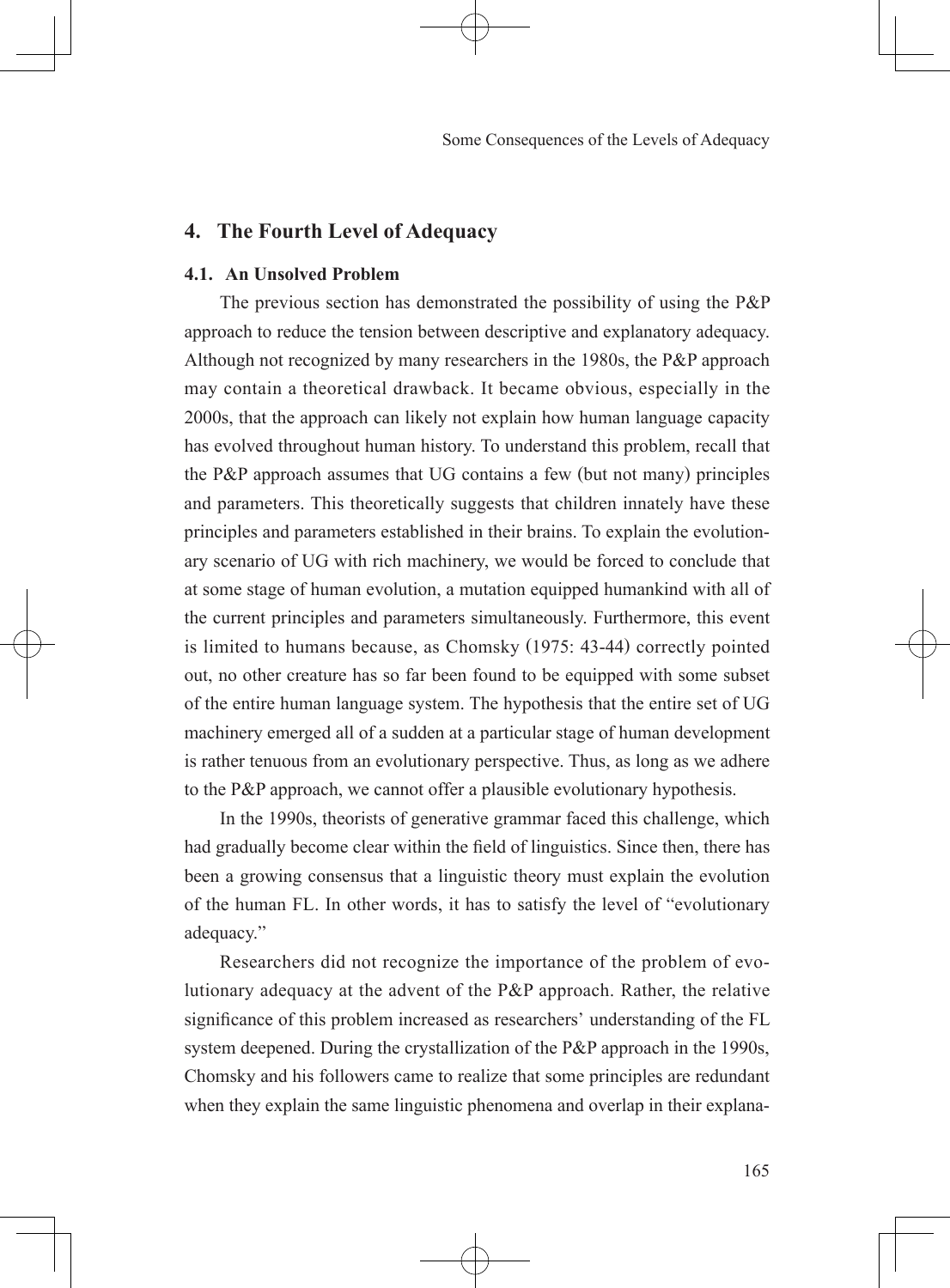## 4. The Fourth Level of Adequacy

### 4.1. An Unsolved Problem

The previous section has demonstrated the possibility of using the P&P approach to reduce the tension between descriptive and explanatory adequacy. Although not recognized by many researchers in the 1980s, the P&P approach may contain a theoretical drawback. It became obvious, especially in the 2000s, that the approach can likely not explain how human language capacity has evolved throughout human history. To understand this problem, recall that the P&P approach assumes that UG contains a few (but not many) principles and parameters. This theoretically suggests that children innately have these principles and parameters established in their brains. To explain the evolutionary scenario of UG with rich machinery, we would be forced to conclude that at some stage of human evolution, a mutation equipped humankind with all of the current principles and parameters simultaneously. Furthermore, this event is limited to humans because, as Chomsky (1975: 43-44) correctly pointed out, no other creature has so far been found to be equipped with some subset of the entire human language system. The hypothesis that the entire set of UG machinery emerged all of a sudden at a particular stage of human development is rather tenuous from an evolutionary perspective. Thus, as long as we adhere to the P&P approach, we cannot offer a plausible evolutionary hypothesis.

In the 1990s, theorists of generative grammar faced this challenge, which had gradually become clear within the field of linguistics. Since then, there has been a growing consensus that a linguistic theory must explain the evolution of the human FL. In other words, it has to satisfy the level of "evolutionary adequacy."

Researchers did not recognize the importance of the problem of evolutionary adequacy at the advent of the P&P approach. Rather, the relative significance of this problem increased as researchers' understanding of the FL system deepened. During the crystallization of the P&P approach in the 1990s, Chomsky and his followers came to realize that some principles are redundant when they explain the same linguistic phenomena and overlap in their explana-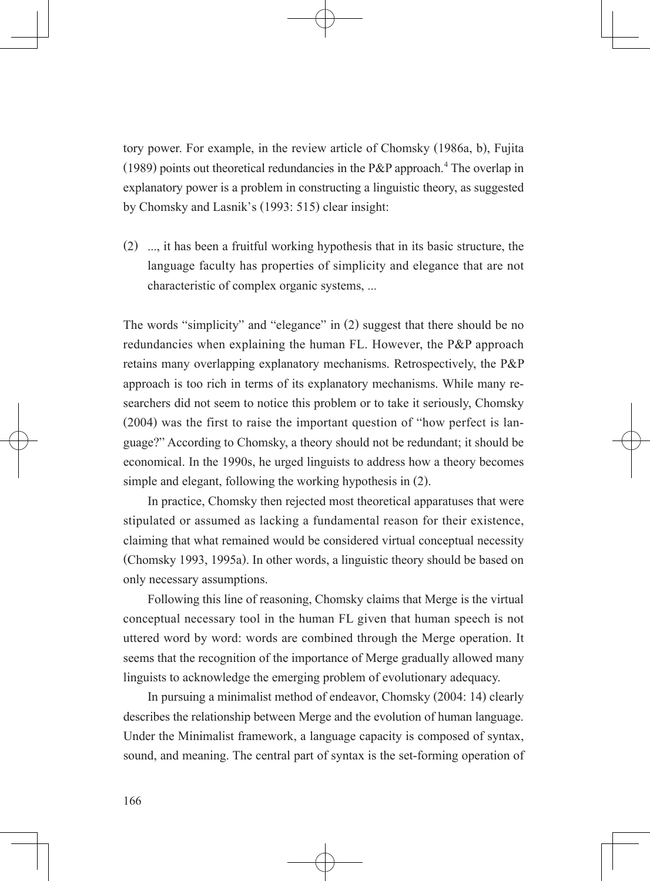tory power. For example, in the review article of Chomsky (1986a, b), Fujita (1989) points out theoretical redundancies in the P&P approach.[4] The overlap in explanatory power is a problem in constructing a linguistic theory, as suggested by Chomsky and Lasnik's (1993: 515) clear insight:

(2) ..., it has been a fruitful working hypothesis that in its basic structure, the language faculty has properties of simplicity and elegance that are not characteristic of complex organic systems, ...

The words "simplicity" and "elegance" in (2) suggest that there should be no redundancies when explaining the human FL. However, the P&P approach retains many overlapping explanatory mechanisms. Retrospectively, the P&P approach is too rich in terms of its explanatory mechanisms. While many researchers did not seem to notice this problem or to take it seriously, Chomsky (2004) was the first to raise the important question of "how perfect is language?" According to Chomsky, a theory should not be redundant; it should be economical. In the 1990s, he urged linguists to address how a theory becomes simple and elegant, following the working hypothesis in (2).

In practice, Chomsky then rejected most theoretical apparatuses that were stipulated or assumed as lacking a fundamental reason for their existence, claiming that what remained would be considered virtual conceptual necessity (Chomsky 1993, 1995a). In other words, a linguistic theory should be based on only necessary assumptions.

Following this line of reasoning, Chomsky claims that Merge is the virtual conceptual necessary tool in the human FL given that human speech is not uttered word by word: words are combined through the Merge operation. It seems that the recognition of the importance of Merge gradually allowed many linguists to acknowledge the emerging problem of evolutionary adequacy.

In pursuing a minimalist method of endeavor, Chomsky (2004: 14) clearly describes the relationship between Merge and the evolution of human language. Under the Minimalist framework, a language capacity is composed of syntax, sound, and meaning. The central part of syntax is the set-forming operation of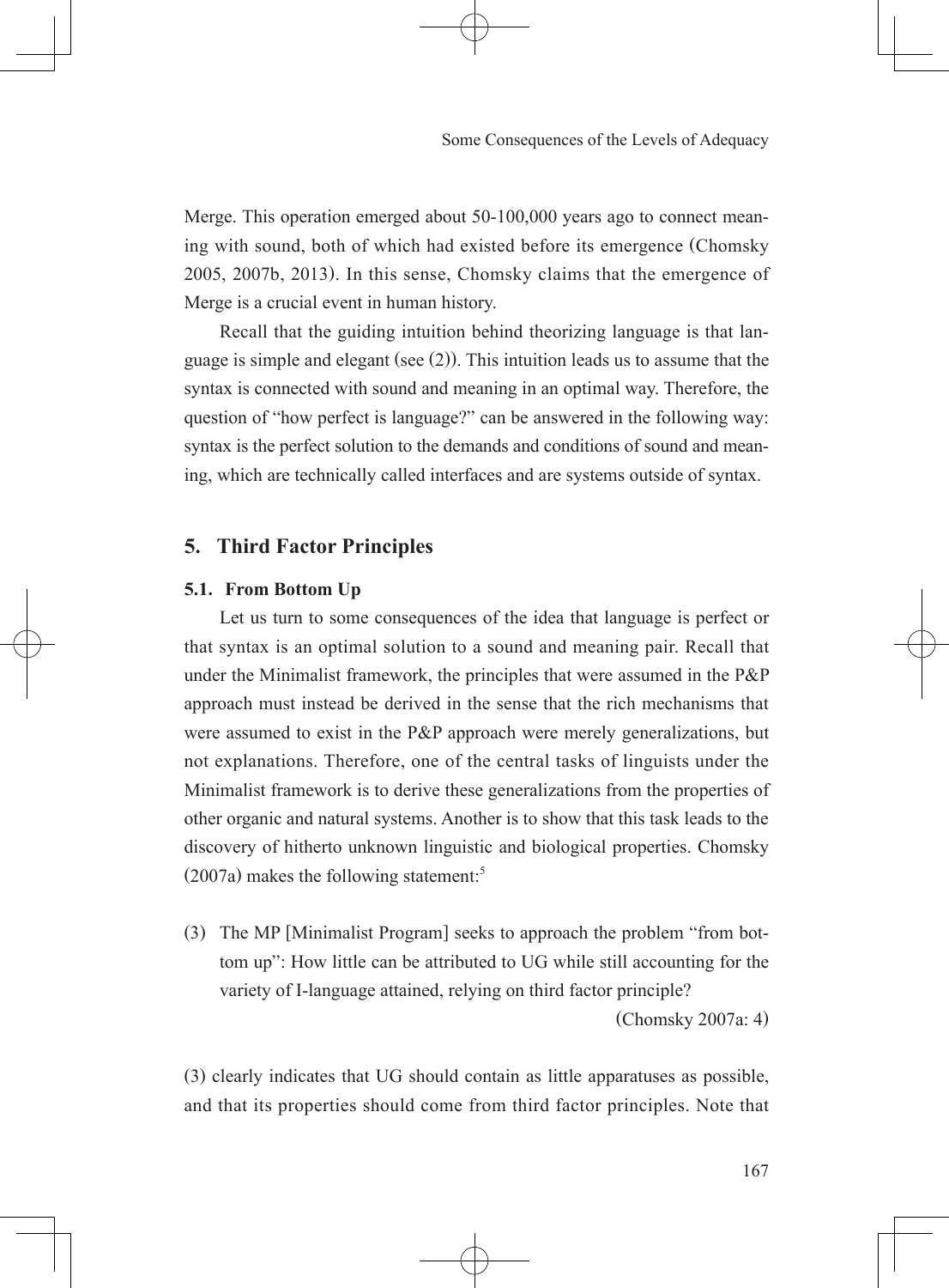Merge. This operation emerged about 50-100,000 years ago to connect meaning with sound, both of which had existed before its emergence (Chomsky 2005, 2007b, 2013). In this sense, Chomsky claims that the emergence of Merge is a crucial event in human history.

Recall that the guiding intuition behind theorizing language is that language is simple and elegant (see (2)). This intuition leads us to assume that the syntax is connected with sound and meaning in an optimal way. Therefore, the question of "how perfect is language?" can be answered in the following way: syntax is the perfect solution to the demands and conditions of sound and meaning, which are technically called interfaces and are systems outside of syntax.

## 5. Third Factor Principles

### 5.1. From Bottom Up

Let us turn to some consequences of the idea that language is perfect or that syntax is an optimal solution to a sound and meaning pair. Recall that under the Minimalist framework, the principles that were assumed in the P&P approach must instead be derived in the sense that the rich mechanisms that were assumed to exist in the P&P approach were merely generalizations, but not explanations. Therefore, one of the central tasks of linguists under the Minimalist framework is to derive these generalizations from the properties of other organic and natural systems. Another is to show that this task leads to the discovery of hitherto unknown linguistic and biological properties. Chomsky (2007a) makes the following statement:[5]

(3) The MP [Minimalist Program] seeks to approach the problem "from bottom up": How little can be attributed to UG while still accounting for the variety of I-language attained, relying on third factor principle?

(Chomsky 2007a: 4)

(3) clearly indicates that UG should contain as little apparatuses as possible, and that its properties should come from third factor principles. Note that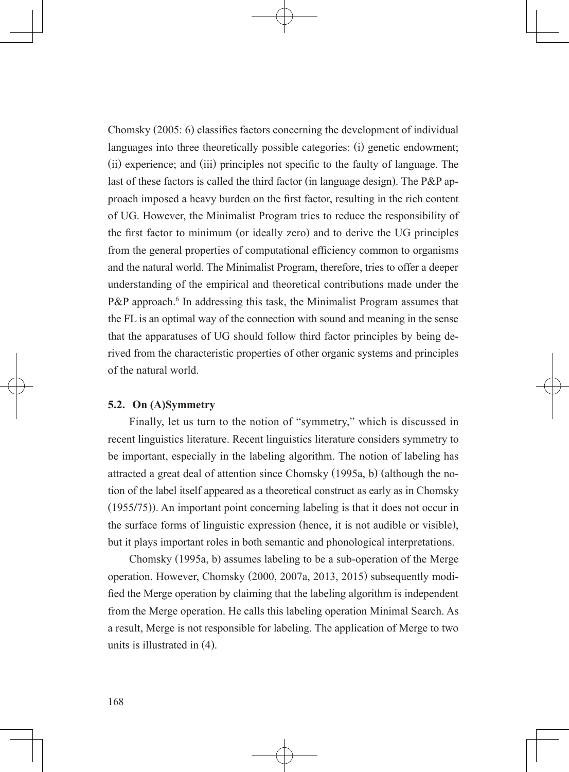Chomsky (2005: 6) classifies factors concerning the development of individual languages into three theoretically possible categories: (i) genetic endowment; (ii) experience; and (iii) principles not specific to the faulty of language. The last of these factors is called the third factor (in language design). The P&P approach imposed a heavy burden on the first factor, resulting in the rich content of UG. However, the Minimalist Program tries to reduce the responsibility of the first factor to minimum (or ideally zero) and to derive the UG principles from the general properties of computational efficiency common to organisms and the natural world. The Minimalist Program, therefore, tries to offer a deeper understanding of the empirical and theoretical contributions made under the P&P approach.[6] In addressing this task, the Minimalist Program assumes that the FL is an optimal way of the connection with sound and meaning in the sense that the apparatuses of UG should follow third factor principles by being derived from the characteristic properties of other organic systems and principles of the natural world.

### 5.2. On (A)Symmetry

Finally, let us turn to the notion of "symmetry," which is discussed in recent linguistics literature. Recent linguistics literature considers symmetry to be important, especially in the labeling algorithm. The notion of labeling has attracted a great deal of attention since Chomsky (1995a, b) (although the notion of the label itself appeared as a theoretical construct as early as in Chomsky (1955/75)). An important point concerning labeling is that it does not occur in the surface forms of linguistic expression (hence, it is not audible or visible), but it plays important roles in both semantic and phonological interpretations.

Chomsky (1995a, b) assumes labeling to be a sub-operation of the Merge operation. However, Chomsky (2000, 2007a, 2013, 2015) subsequently modified the Merge operation by claiming that the labeling algorithm is independent from the Merge operation. He calls this labeling operation Minimal Search. As a result, Merge is not responsible for labeling. The application of Merge to two units is illustrated in (4).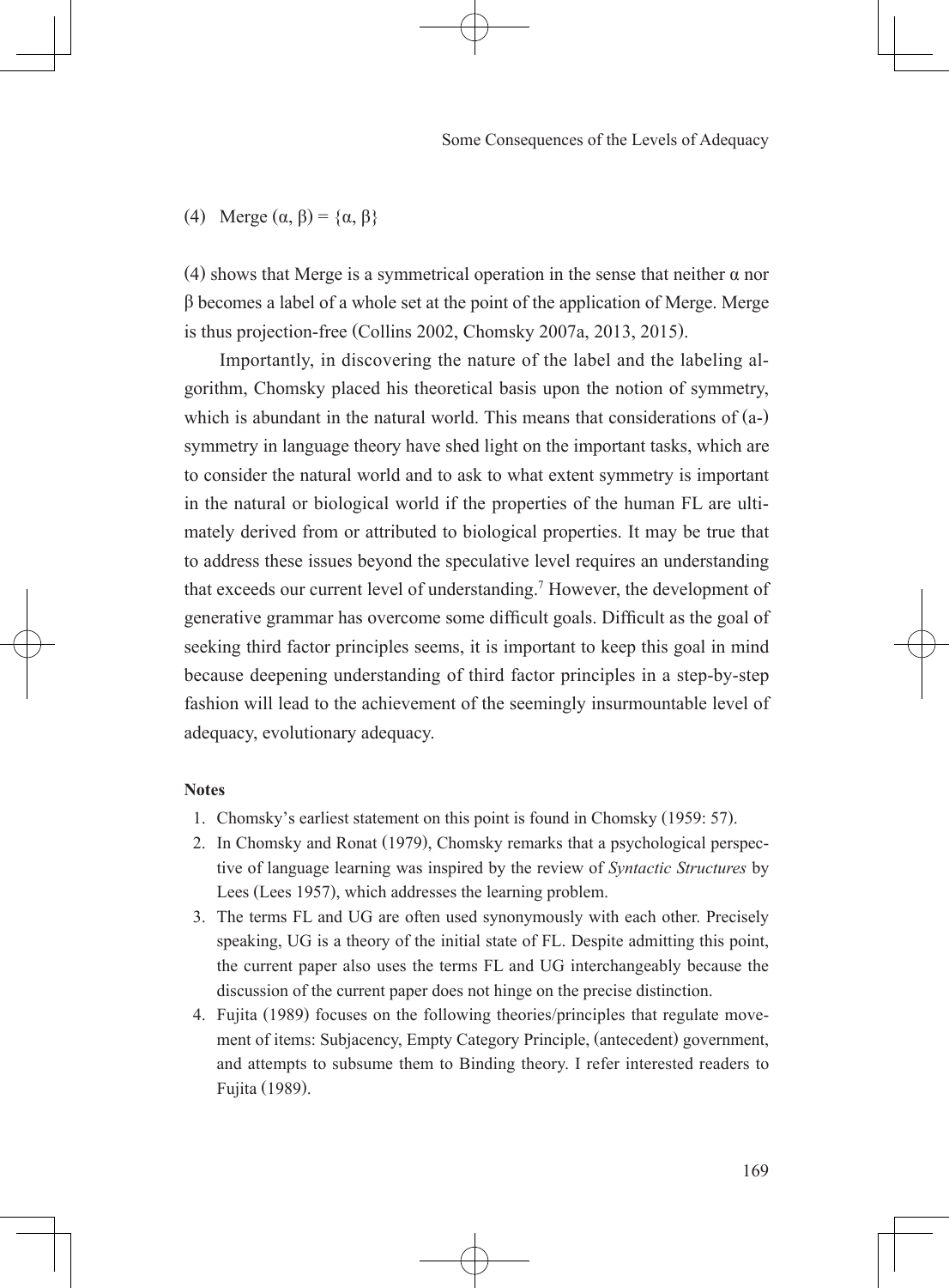(4) Merge ($\alpha$, $\beta$) = {$\alpha$, $\beta$}

(4) shows that Merge is a symmetrical operation in the sense that neither $\alpha$ nor $\beta$ becomes a label of a whole set at the point of the application of Merge. Merge is thus projection-free (Collins 2002, Chomsky 2007a, 2013, 2015).

Importantly, in discovering the nature of the label and the labeling algorithm, Chomsky placed his theoretical basis upon the notion of symmetry, which is abundant in the natural world. This means that considerations of (a-)symmetry in language theory have shed light on the important tasks, which are to consider the natural world and to ask to what extent symmetry is important in the natural or biological world if the properties of the human FL are ultimately derived from or attributed to biological properties. It may be true that to address these issues beyond the speculative level requires an understanding that exceeds our current level of understanding.[7] However, the development of generative grammar has overcome some difficult goals. Difficult as the goal of seeking third factor principles seems, it is important to keep this goal in mind because deepening understanding of third factor principles in a step-by-step fashion will lead to the achievement of the seemingly insurmountable level of adequacy, evolutionary adequacy.

**Notes**

1. Chomsky's earliest statement on this point is found in Chomsky (1959: 57).
2. In Chomsky and Ronat (1979), Chomsky remarks that a psychological perspective of language learning was inspired by the review of *Syntactic Structures* by Lees (Lees 1957), which addresses the learning problem.
3. The terms FL and UG are often used synonymously with each other. Precisely speaking, UG is a theory of the initial state of FL. Despite admitting this point, the current paper also uses the terms FL and UG interchangeably because the discussion of the current paper does not hinge on the precise distinction.
4. Fujita (1989) focuses on the following theories/principles that regulate movement of items: Subjacency, Empty Category Principle, (antecedent) government, and attempts to subsume them to Binding theory. I refer interested readers to Fujita (1989).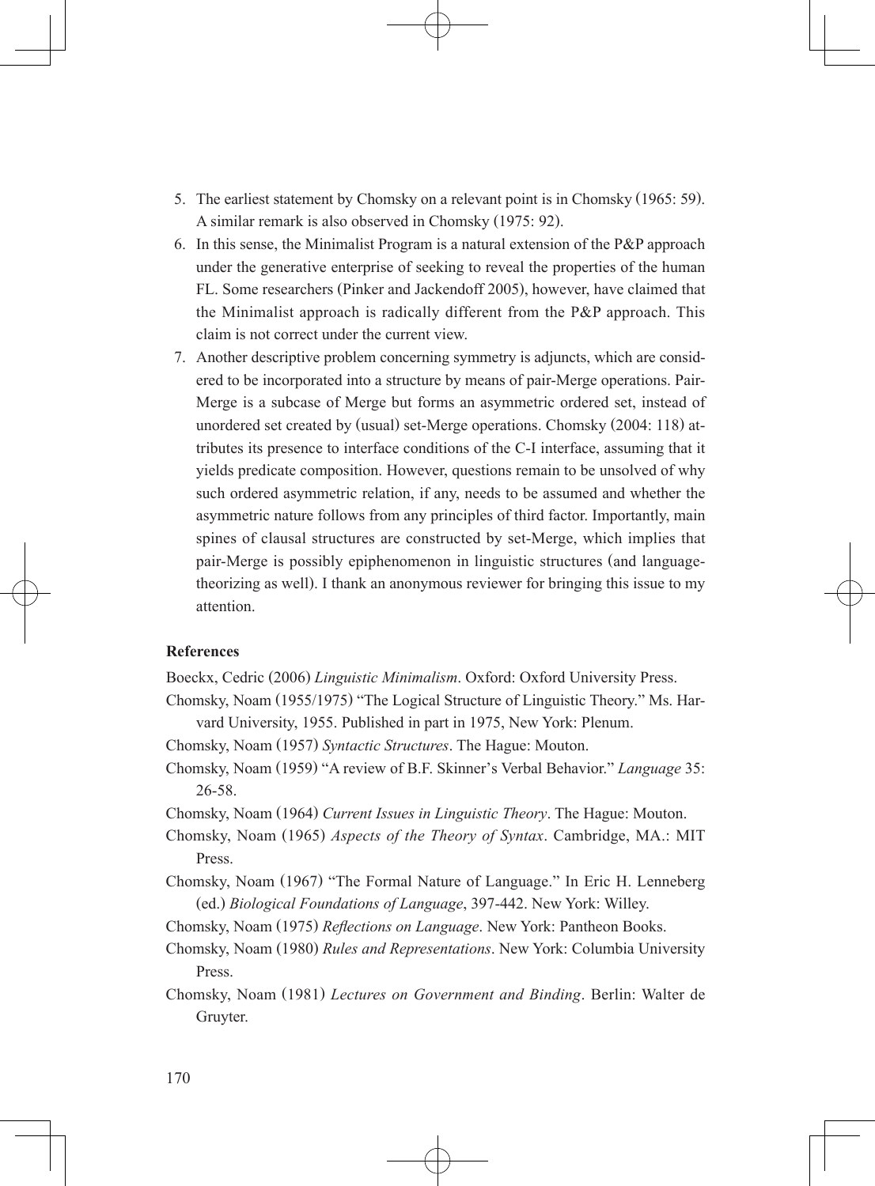5. The earliest statement by Chomsky on a relevant point is in Chomsky (1965: 59). A similar remark is also observed in Chomsky (1975: 92).
6. In this sense, the Minimalist Program is a natural extension of the P&P approach under the generative enterprise of seeking to reveal the properties of the human FL. Some researchers (Pinker and Jackendoff 2005), however, have claimed that the Minimalist approach is radically different from the P&P approach. This claim is not correct under the current view.
7. Another descriptive problem concerning symmetry is adjuncts, which are considered to be incorporated into a structure by means of pair-Merge operations. Pair-Merge is a subcase of Merge but forms an asymmetric ordered set, instead of unordered set created by (usual) set-Merge operations. Chomsky (2004: 118) attributes its presence to interface conditions of the C-I interface, assuming that it yields predicate composition. However, questions remain to be unsolved of why such ordered asymmetric relation, if any, needs to be assumed and whether the asymmetric nature follows from any principles of third factor. Importantly, main spines of clausal structures are constructed by set-Merge, which implies that pair-Merge is possibly epiphenomenon in linguistic structures (and language-theorizing as well). I thank an anonymous reviewer for bringing this issue to my attention.

**References**

Boeckx, Cedric (2006) *Linguistic Minimalism*. Oxford: Oxford University Press.

Chomsky, Noam (1955/1975) "The Logical Structure of Linguistic Theory." Ms. Harvard University, 1955. Published in part in 1975, New York: Plenum.

Chomsky, Noam (1957) *Syntactic Structures*. The Hague: Mouton.

Chomsky, Noam (1959) "A review of B.F. Skinner's Verbal Behavior." *Language* 35: 26-58.

Chomsky, Noam (1964) *Current Issues in Linguistic Theory*. The Hague: Mouton.

Chomsky, Noam (1965) *Aspects of the Theory of Syntax*. Cambridge, MA.: MIT Press.

Chomsky, Noam (1967) "The Formal Nature of Language." In Eric H. Lenneberg (ed.) *Biological Foundations of Language*, 397-442. New York: Willey.

Chomsky, Noam (1975) *Reflections on Language*. New York: Pantheon Books.

Chomsky, Noam (1980) *Rules and Representations*. New York: Columbia University Press.

Chomsky, Noam (1981) *Lectures on Government and Binding*. Berlin: Walter de Gruyter.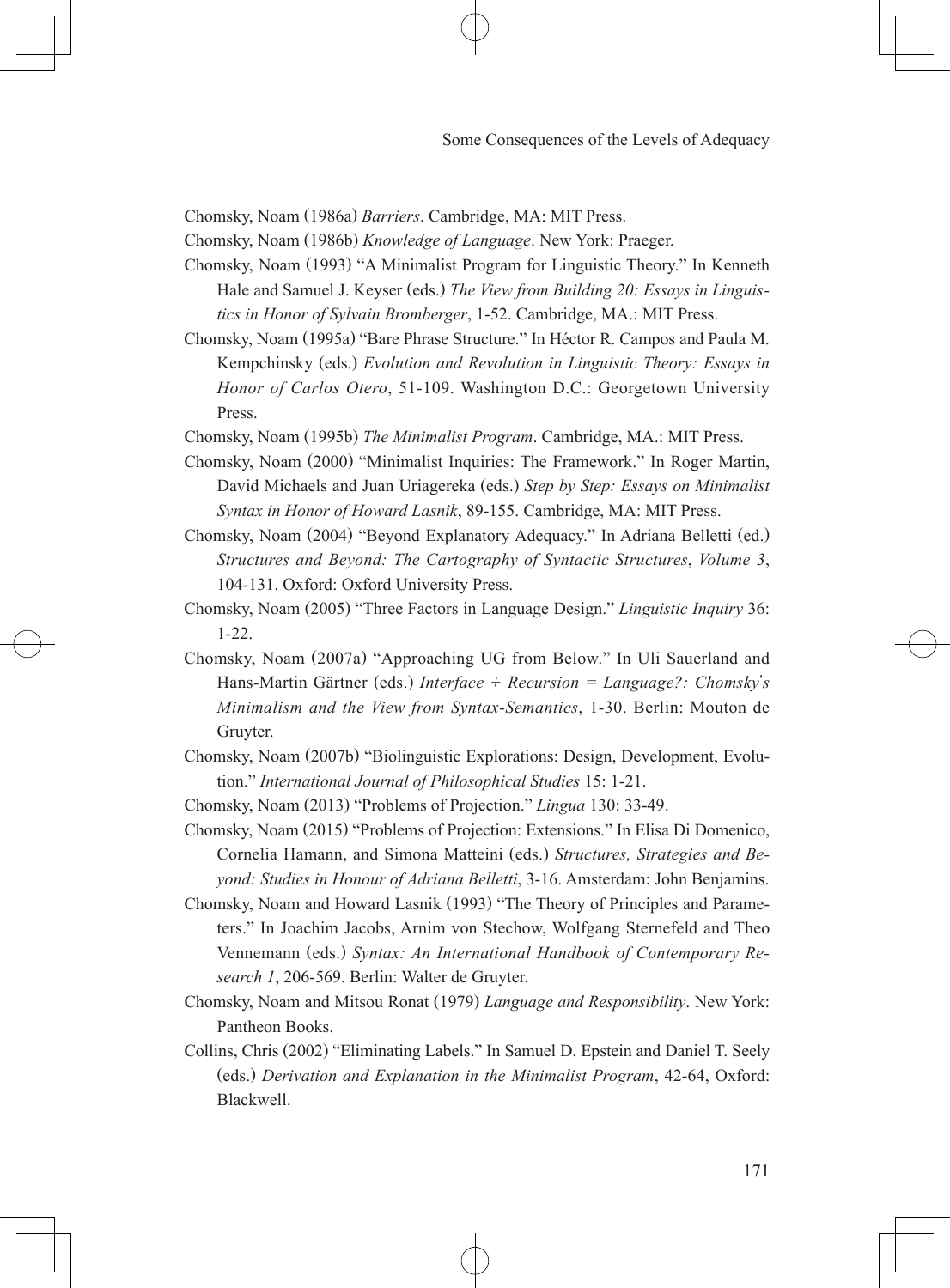Chomsky, Noam (1986a) *Barriers*. Cambridge, MA: MIT Press.

Chomsky, Noam (1986b) *Knowledge of Language*. New York: Praeger.

Chomsky, Noam (1993) "A Minimalist Program for Linguistic Theory." In Kenneth Hale and Samuel J. Keyser (eds.) *The View from Building 20: Essays in Linguistics in Honor of Sylvain Bromberger*, 1-52. Cambridge, MA.: MIT Press.

Chomsky, Noam (1995a) "Bare Phrase Structure." In Héctor R. Campos and Paula M. Kempchinsky (eds.) *Evolution and Revolution in Linguistic Theory: Essays in Honor of Carlos Otero*, 51-109. Washington D.C.: Georgetown University Press.

Chomsky, Noam (1995b) *The Minimalist Program*. Cambridge, MA.: MIT Press.

Chomsky, Noam (2000) "Minimalist Inquiries: The Framework." In Roger Martin, David Michaels and Juan Uriagereka (eds.) *Step by Step: Essays on Minimalist Syntax in Honor of Howard Lasnik*, 89-155. Cambridge, MA: MIT Press.

Chomsky, Noam (2004) "Beyond Explanatory Adequacy." In Adriana Belletti (ed.) *Structures and Beyond: The Cartography of Syntactic Structures*, *Volume 3*, 104-131. Oxford: Oxford University Press.

Chomsky, Noam (2005) "Three Factors in Language Design." *Linguistic Inquiry* 36: 1-22.

Chomsky, Noam (2007a) "Approaching UG from Below." In Uli Sauerland and Hans-Martin Gärtner (eds.) *Interface + Recursion = Language?: Chomsky's Minimalism and the View from Syntax-Semantics*, 1-30. Berlin: Mouton de Gruyter.

Chomsky, Noam (2007b) "Biolinguistic Explorations: Design, Development, Evolution." *International Journal of Philosophical Studies* 15: 1-21.

Chomsky, Noam (2013) "Problems of Projection." *Lingua* 130: 33-49.

Chomsky, Noam (2015) "Problems of Projection: Extensions." In Elisa Di Domenico, Cornelia Hamann, and Simona Matteini (eds.) *Structures, Strategies and Beyond: Studies in Honour of Adriana Belletti*, 3-16. Amsterdam: John Benjamins.

Chomsky, Noam and Howard Lasnik (1993) "The Theory of Principles and Parameters." In Joachim Jacobs, Arnim von Stechow, Wolfgang Sternefeld and Theo Vennemann (eds.) *Syntax: An International Handbook of Contemporary Research 1*, 206-569. Berlin: Walter de Gruyter.

Chomsky, Noam and Mitsou Ronat (1979) *Language and Responsibility*. New York: Pantheon Books.

Collins, Chris (2002) "Eliminating Labels." In Samuel D. Epstein and Daniel T. Seely (eds.) *Derivation and Explanation in the Minimalist Program*, 42-64, Oxford: Blackwell.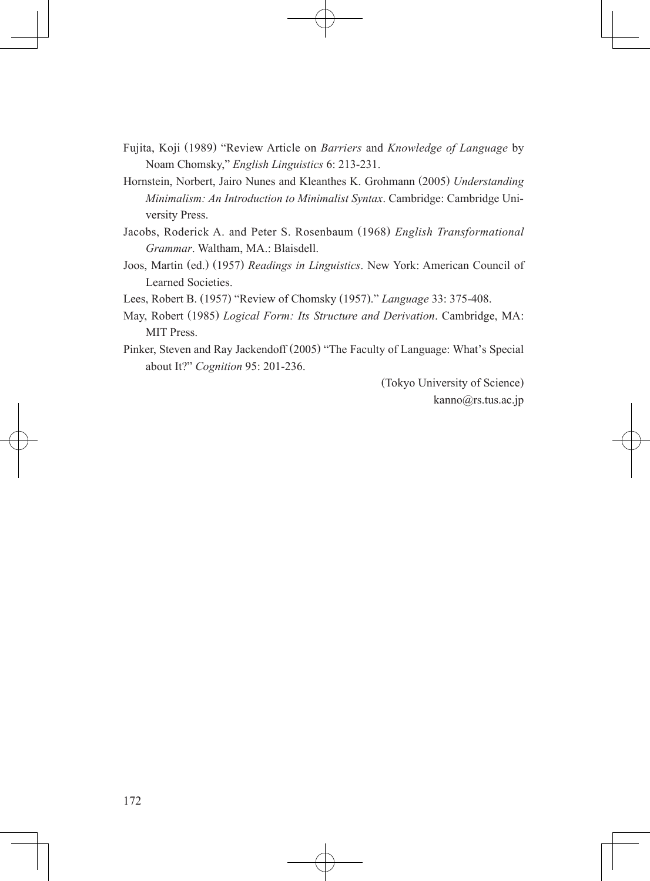Fujita, Koji (1989) "Review Article on *Barriers* and *Knowledge of Language* by Noam Chomsky," *English Linguistics* 6: 213-231.

Hornstein, Norbert, Jairo Nunes and Kleanthes K. Grohmann (2005) *Understanding Minimalism: An Introduction to Minimalist Syntax*. Cambridge: Cambridge University Press.

Jacobs, Roderick A. and Peter S. Rosenbaum (1968) *English Transformational Grammar*. Waltham, MA.: Blaisdell.

Joos, Martin (ed.) (1957) *Readings in Linguistics*. New York: American Council of Learned Societies.

Lees, Robert B. (1957) "Review of Chomsky (1957)." *Language* 33: 375-408.

May, Robert (1985) *Logical Form: Its Structure and Derivation*. Cambridge, MA: MIT Press.

Pinker, Steven and Ray Jackendoff (2005) "The Faculty of Language: What's Special about It?" *Cognition* 95: 201-236.

(Tokyo University of Science)
kanno@rs.tus.ac.jp